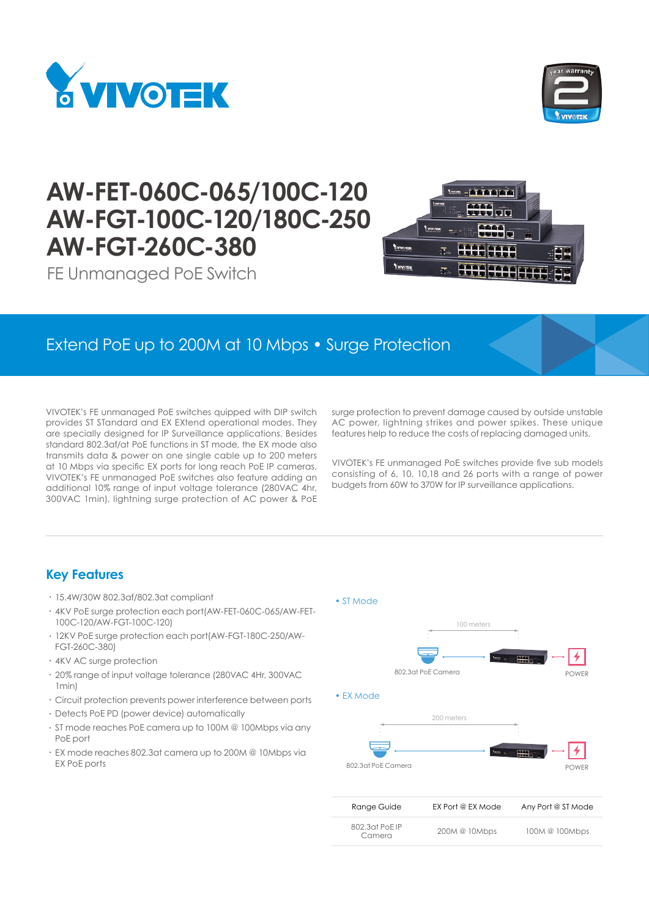# AW-FET-060C-065/100C-120
# AW-FGT-100C-120/180C-250
# AW-FGT-260C-380

FE Unmanaged PoE Switch

## Extend PoE up to 200M at 10 Mbps • Surge Protection

VIVOTEK's FE unmanaged PoE switches quipped with DIP switch provides ST STandard and EX EXtend operational modes. They are specially designed for IP Surveillance applications. Besides standard 802.3af/at PoE functions in ST mode, the EX mode also transmits data & power on one single cable up to 200 meters at 10 Mbps via specific EX ports for long reach PoE IP cameras. VIVOTEK's FE unmanaged PoE switches also feature adding an additional 10% range of input voltage tolerance (280VAC 4hr, 300VAC 1min), lightning surge protection of AC power & PoE surge protection to prevent damage caused by outside unstable AC power, lightning strikes and power spikes. These unique features help to reduce the costs of replacing damaged units.

VIVOTEK's FE unmanaged PoE switches provide five sub models consisting of 6, 10, 10,18 and 26 ports with a range of power budgets from 60W to 370W for IP surveillance applications.

## Key Features

- 15.4W/30W 802.3af/802.3at compliant
- 4KV PoE surge protection each port(AW-FET-060C-065/AW-FET-100C-120/AW-FGT-100C-120)
- 12KV PoE surge protection each port(AW-FGT-180C-250/AW-FGT-260C-380)
- 4KV AC surge protection
- 20% range of input voltage tolerance (280VAC 4Hr, 300VAC 1min)
- Circuit protection prevents power interference between ports
- Detects PoE PD (power device) automatically
- ST mode reaches PoE camera up to 100M @ 100Mbps via any PoE port
- EX mode reaches 802.3at camera up to 200M @ 10Mbps via EX PoE ports

• ST Mode

100 meters

802.3at PoE Camera

POWER

• EX Mode

200 meters

802.3at PoE Camera

POWER

| Range Guide | EX Port @ EX Mode | Any Port @ ST Mode |
|---|---|---|
| 802.3at PoE IP Camera | 200M @ 10Mbps | 100M @ 100Mbps |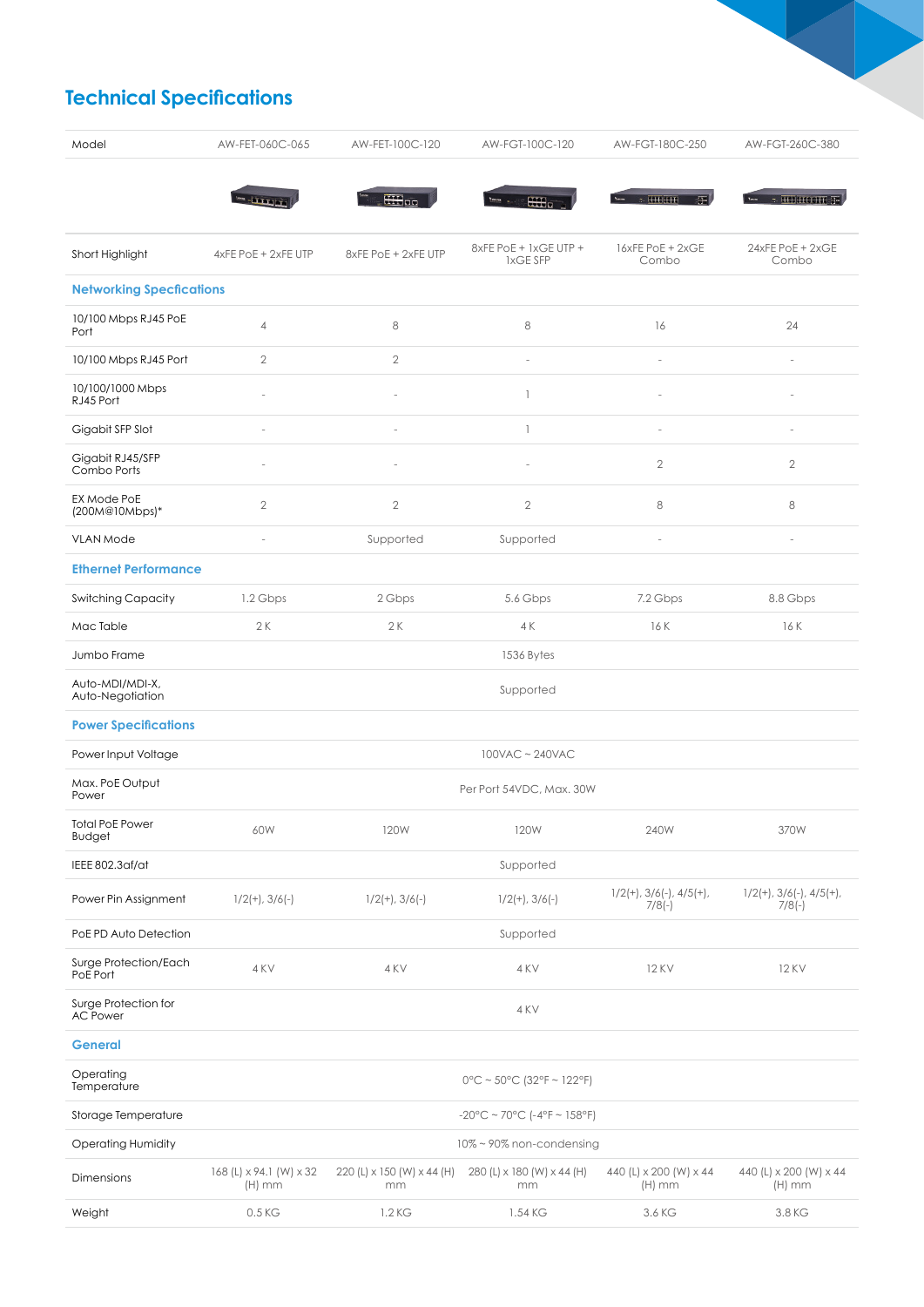## Technical Specifications

| Model | AW-FET-060C-065 | AW-FET-100C-120 | AW-FGT-100C-120 | AW-FGT-180C-250 | AW-FGT-260C-380 |
|---|---|---|---|---|---|
| Short Highlight | 4xFE PoE + 2xFE UTP | 8xFE PoE + 2xFE UTP | 8xFE PoE + 1xGE UTP + 1xGE SFP | 16xFE PoE + 2xGE Combo | 24xFE PoE + 2xGE Combo |
| **Networking Specfications** | | | | | |
| 10/100 Mbps RJ45 PoE Port | 4 | 8 | 8 | 16 | 24 |
| 10/100 Mbps RJ45 Port | 2 | 2 | - | - | - |
| 10/100/1000 Mbps RJ45 Port | - | - | 1 | - | - |
| Gigabit SFP Slot | - | - | 1 | - | - |
| Gigabit RJ45/SFP Combo Ports | - | - | - | 2 | 2 |
| EX Mode PoE (200M@10Mbps)* | 2 | 2 | 2 | 8 | 8 |
| VLAN Mode | - | Supported | Supported | - | - |
| **Ethernet Performance** | | | | | |
| Switching Capacity | 1.2 Gbps | 2 Gbps | 5.6 Gbps | 7.2 Gbps | 8.8 Gbps |
| Mac Table | 2 K | 2 K | 4 K | 16 K | 16 K |
| Jumbo Frame | 1536 Bytes | | | | |
| Auto-MDI/MDI-X, Auto-Negotiation | Supported | | | | |
| **Power Specifications** | | | | | |
| Power Input Voltage | 100VAC ~ 240VAC | | | | |
| Max. PoE Output Power | Per Port 54VDC, Max. 30W | | | | |
| Total PoE Power Budget | 60W | 120W | 120W | 240W | 370W |
| IEEE 802.3af/at | Supported | | | | |
| Power Pin Assignment | 1/2(+), 3/6(-) | 1/2(+), 3/6(-) | 1/2(+), 3/6(-) | 1/2(+), 3/6(-), 4/5(+), 7/8(-) | 1/2(+), 3/6(-), 4/5(+), 7/8(-) |
| PoE PD Auto Detection | Supported | | | | |
| Surge Protection/Each PoE Port | 4 KV | 4 KV | 4 KV | 12 KV | 12 KV |
| Surge Protection for AC Power | 4 KV | | | | |
| **General** | | | | | |
| Operating Temperature | 0°C ~ 50°C (32°F ~ 122°F) | | | | |
| Storage Temperature | -20°C ~ 70°C (-4°F ~ 158°F) | | | | |
| Operating Humidity | 10% ~ 90% non-condensing | | | | |
| Dimensions | 168 (L) x 94.1 (W) x 32 (H) mm | 220 (L) x 150 (W) x 44 (H) mm | 280 (L) x 180 (W) x 44 (H) mm | 440 (L) x 200 (W) x 44 (H) mm | 440 (L) x 200 (W) x 44 (H) mm |
| Weight | 0.5 KG | 1.2 KG | 1.54 KG | 3.6 KG | 3.8 KG |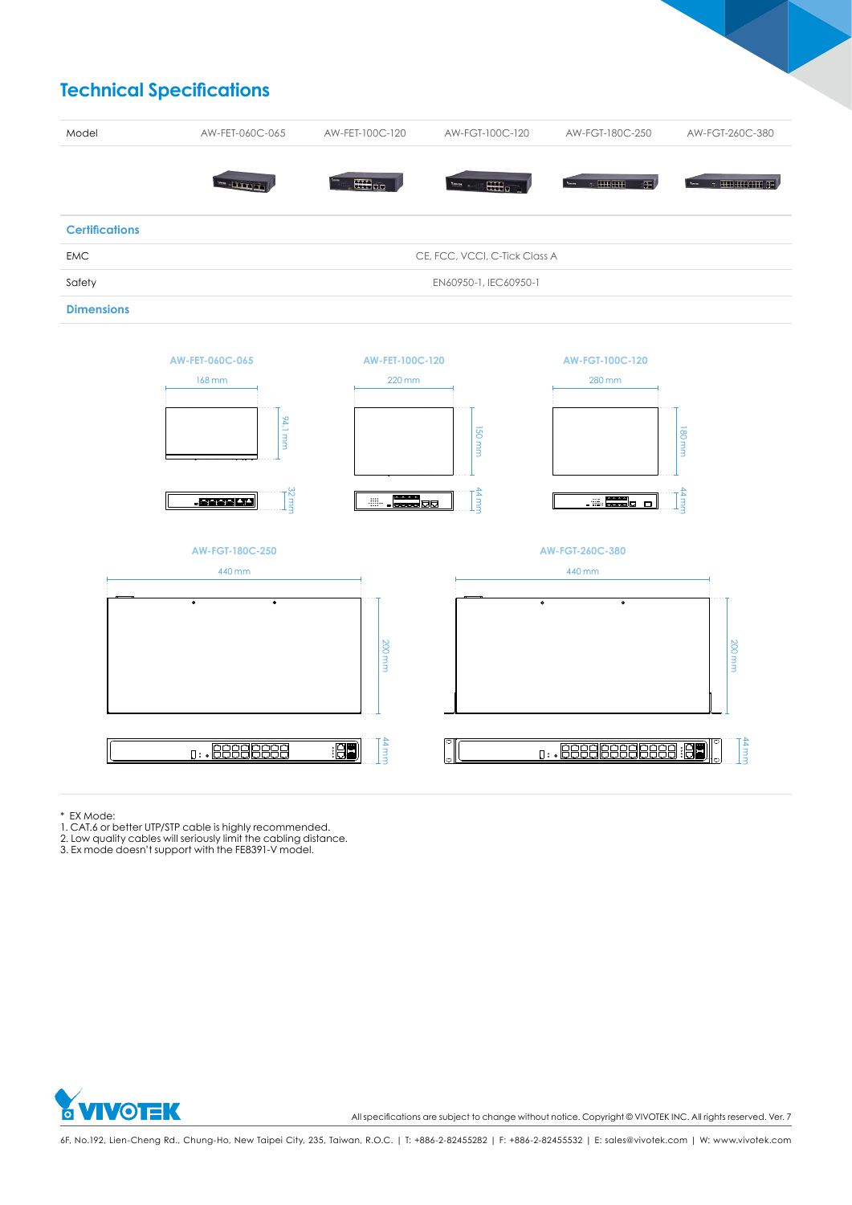## Technical Specifications

| Model | AW-FET-060C-065 | AW-FET-100C-120 | AW-FGT-100C-120 | AW-FGT-180C-250 | AW-FGT-260C-380 |
|---|---|---|---|---|---|
| **Certifications** | | | | | |
| EMC | CE, FCC, VCCI, C-Tick Class A | | | | |
| Safety | EN60950-1, IEC60950-1 | | | | |
| **Dimensions** | | | | | |

AW-FET-060C-065
168 mm
94.1 mm
32 mm

AW-FET-100C-120
220 mm
150 mm
44 mm

AW-FGT-100C-120
280 mm
180 mm
44 mm

AW-FGT-180C-250
440 mm
200 mm
44 mm

AW-FGT-260C-380
440 mm
200 mm
44 mm

\* EX Mode:
1. CAT.6 or better UTP/STP cable is highly recommended.
2. Low quality cables will seriously limit the cabling distance.
3. Ex mode doesn't support with the FE8391-V model.

All specifications are subject to change without notice. Copyright © VIVOTEK INC. All rights reserved. Ver. 7

6F, No.192, Lien-Cheng Rd., Chung-Ho, New Taipei City, 235, Taiwan, R.O.C. | T: +886-2-82455282 | F: +886-2-82455532 | E: sales@vivotek.com | W: www.vivotek.com